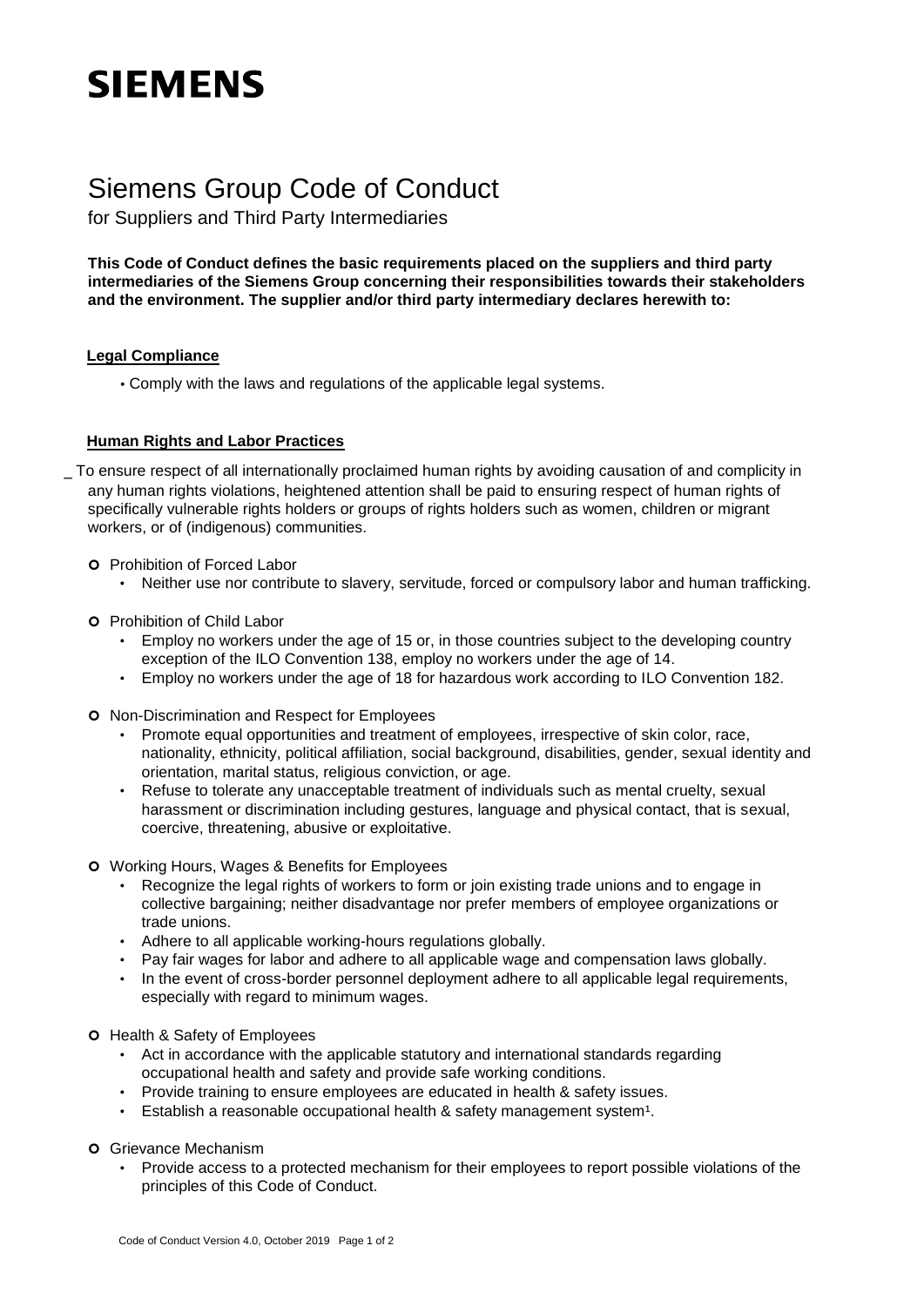# SIEMENS

# Siemens Group Code of Conduct

for Suppliers and Third Party Intermediaries

**This Code of Conduct defines the basic requirements placed on the suppliers and third party intermediaries of the Siemens Group concerning their responsibilities towards their stakeholders and the environment. The supplier and/or third party intermediary declares herewith to:**

## Legal Compliance

- Comply with the laws and regulations of the applicable legal systems.

## Human Rights and Labor Practices

_ To ensure respect of all internationally proclaimed human rights by avoiding causation of and complicity in any human rights violations, heightened attention shall be paid to ensuring respect of human rights of specifically vulnerable rights holders or groups of rights holders such as women, children or migrant workers, or of (indigenous) communities.

- Prohibition of Forced Labor
  - Neither use nor contribute to slavery, servitude, forced or compulsory labor and human trafficking.
- Prohibition of Child Labor
  - Employ no workers under the age of 15 or, in those countries subject to the developing country exception of the ILO Convention 138, employ no workers under the age of 14.
  - Employ no workers under the age of 18 for hazardous work according to ILO Convention 182.
- Non-Discrimination and Respect for Employees
  - Promote equal opportunities and treatment of employees, irrespective of skin color, race, nationality, ethnicity, political affiliation, social background, disabilities, gender, sexual identity and orientation, marital status, religious conviction, or age.
  - Refuse to tolerate any unacceptable treatment of individuals such as mental cruelty, sexual harassment or discrimination including gestures, language and physical contact, that is sexual, coercive, threatening, abusive or exploitative.
- Working Hours, Wages & Benefits for Employees
  - Recognize the legal rights of workers to form or join existing trade unions and to engage in collective bargaining; neither disadvantage nor prefer members of employee organizations or trade unions.
  - Adhere to all applicable working-hours regulations globally.
  - Pay fair wages for labor and adhere to all applicable wage and compensation laws globally.
  - In the event of cross-border personnel deployment adhere to all applicable legal requirements, especially with regard to minimum wages.
- Health & Safety of Employees
  - Act in accordance with the applicable statutory and international standards regarding occupational health and safety and provide safe working conditions.
  - Provide training to ensure employees are educated in health & safety issues.
  - Establish a reasonable occupational health & safety management system[1].
- Grievance Mechanism
  - Provide access to a protected mechanism for their employees to report possible violations of the principles of this Code of Conduct.

Code of Conduct Version 4.0, October 2019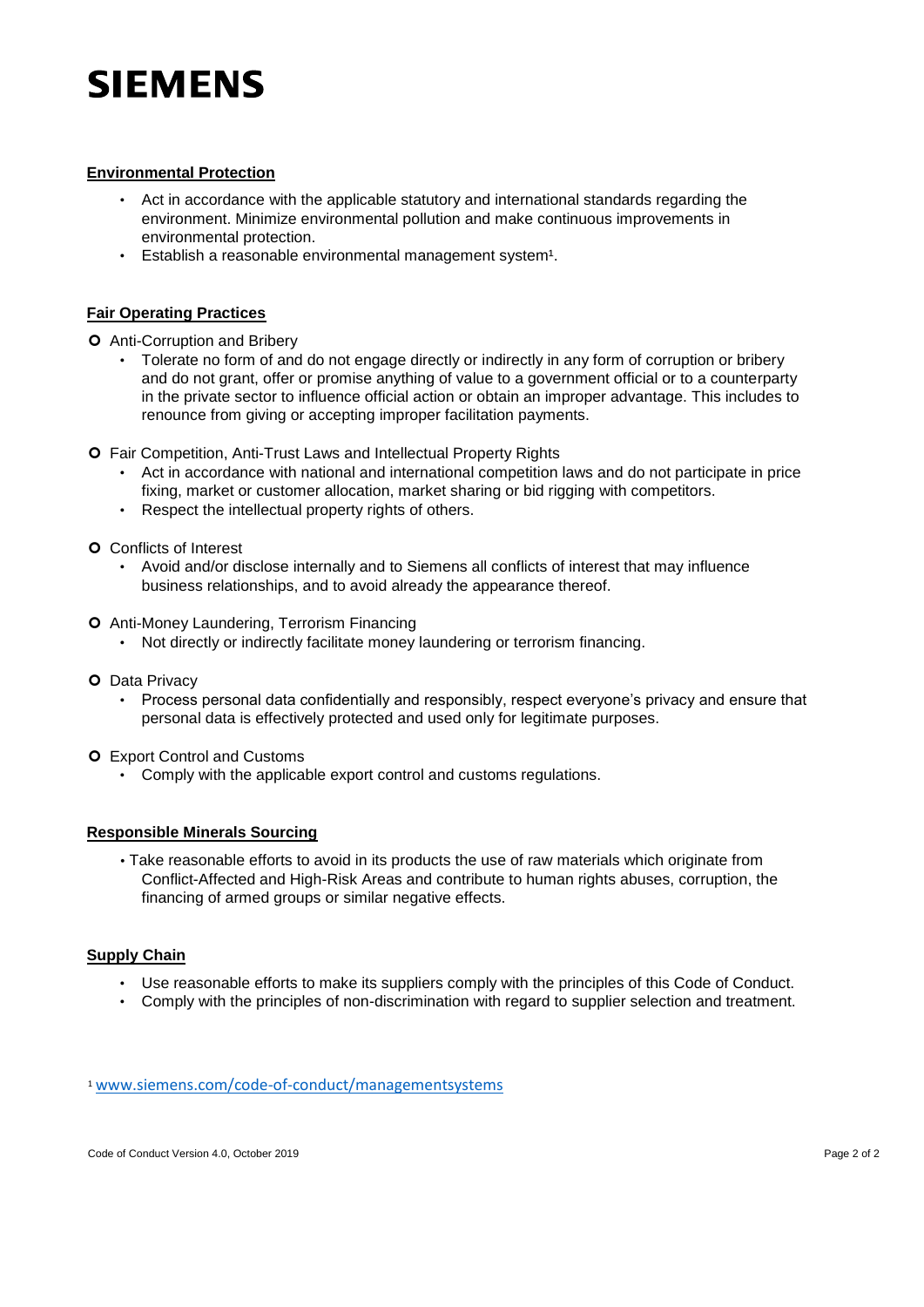**SIEMENS**

## Environmental Protection

- Act in accordance with the applicable statutory and international standards regarding the environment. Minimize environmental pollution and make continuous improvements in environmental protection.
- Establish a reasonable environmental management system[1].

## Fair Operating Practices

- Anti-Corruption and Bribery
  - Tolerate no form of and do not engage directly or indirectly in any form of corruption or bribery and do not grant, offer or promise anything of value to a government official or to a counterparty in the private sector to influence official action or obtain an improper advantage. This includes to renounce from giving or accepting improper facilitation payments.
- Fair Competition, Anti-Trust Laws and Intellectual Property Rights
  - Act in accordance with national and international competition laws and do not participate in price fixing, market or customer allocation, market sharing or bid rigging with competitors.
  - Respect the intellectual property rights of others.
- Conflicts of Interest
  - Avoid and/or disclose internally and to Siemens all conflicts of interest that may influence business relationships, and to avoid already the appearance thereof.
- Anti-Money Laundering, Terrorism Financing
  - Not directly or indirectly facilitate money laundering or terrorism financing.
- Data Privacy
  - Process personal data confidentially and responsibly, respect everyone's privacy and ensure that personal data is effectively protected and used only for legitimate purposes.
- Export Control and Customs
  - Comply with the applicable export control and customs regulations.

## Responsible Minerals Sourcing

- Take reasonable efforts to avoid in its products the use of raw materials which originate from Conflict-Affected and High-Risk Areas and contribute to human rights abuses, corruption, the financing of armed groups or similar negative effects.

## Supply Chain

- Use reasonable efforts to make its suppliers comply with the principles of this Code of Conduct.
- Comply with the principles of non-discrimination with regard to supplier selection and treatment.

[1] www.siemens.com/code-of-conduct/managementsystems

Code of Conduct Version 4.0, October 2019